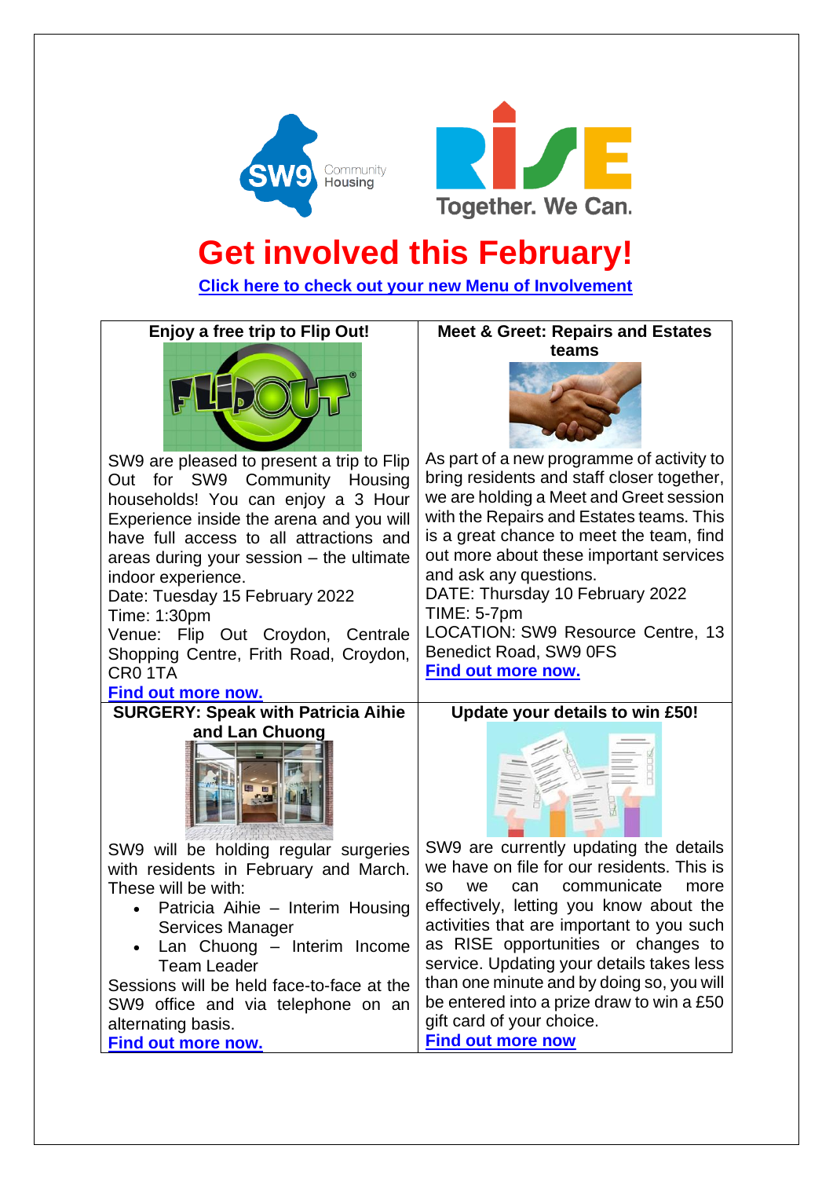# Get involved this February!

**[Click here to check out your new Menu of Involvement]**

## Enjoy a free trip to Flip Out!

SW9 are pleased to present a trip to Flip Out for SW9 Community Housing households! You can enjoy a 3 Hour Experience inside the arena and you will have full access to all attractions and areas during your session – the ultimate indoor experience.
Date: Tuesday 15 February 2022
Time: 1:30pm
Venue: Flip Out Croydon, Centrale Shopping Centre, Frith Road, Croydon, CR0 1TA
**Find out more now.**

## Meet & Greet: Repairs and Estates teams

As part of a new programme of activity to bring residents and staff closer together, we are holding a Meet and Greet session with the Repairs and Estates teams. This is a great chance to meet the team, find out more about these important services and ask any questions.
DATE: Thursday 10 February 2022
TIME: 5-7pm
LOCATION: SW9 Resource Centre, 13 Benedict Road, SW9 0FS
**Find out more now.**

## SURGERY: Speak with Patricia Aihie and Lan Chuong

SW9 will be holding regular surgeries with residents in February and March. These will be with:

- Patricia Aihie – Interim Housing Services Manager
- Lan Chuong – Interim Income Team Leader

Sessions will be held face-to-face at the SW9 office and via telephone on an alternating basis.
**Find out more now.**

## Update your details to win £50!

SW9 are currently updating the details we have on file for our residents. This is so we can communicate more effectively, letting you know about the activities that are important to you such as RISE opportunities or changes to service. Updating your details takes less than one minute and by doing so, you will be entered into a prize draw to win a £50 gift card of your choice.
**Find out more now**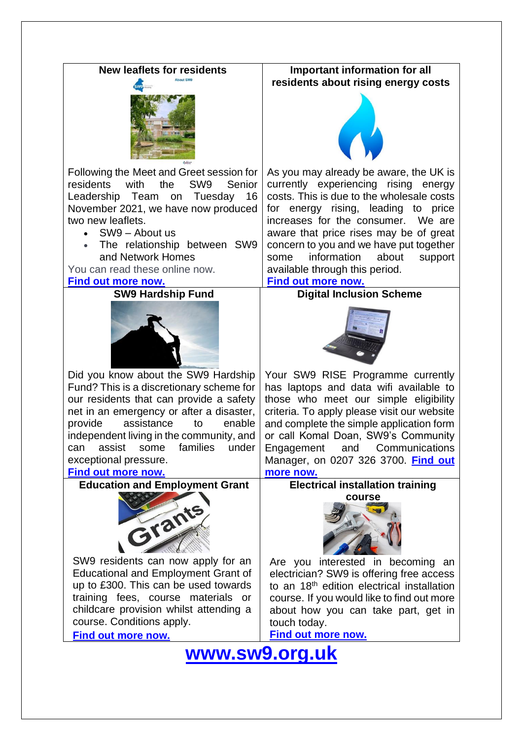## New leaflets for residents

Following the Meet and Greet session for residents with the SW9 Senior Leadership Team on Tuesday 16 November 2021, we have now produced two new leaflets.

- SW9 – About us
- The relationship between SW9 and Network Homes

You can read these online now.

**Find out more now.**

## Important information for all residents about rising energy costs

As you may already be aware, the UK is currently experiencing rising energy costs. This is due to the wholesale costs for energy rising, leading to price increases for the consumer. We are aware that price rises may be of great concern to you and we have put together some information about support available through this period.

**Find out more now.**

## SW9 Hardship Fund

Did you know about the SW9 Hardship Fund? This is a discretionary scheme for our residents that can provide a safety net in an emergency or after a disaster, provide assistance to enable independent living in the community, and can assist some families under exceptional pressure.

**Find out more now.**

## Digital Inclusion Scheme

Your SW9 RISE Programme currently has laptops and data wifi available to those who meet our simple eligibility criteria. To apply please visit our website and complete the simple application form or call Komal Doan, SW9's Community Engagement and Communications Manager, on 0207 326 3700. **Find out more now.**

## Education and Employment Grant

SW9 residents can now apply for an Educational and Employment Grant of up to £300. This can be used towards training fees, course materials or childcare provision whilst attending a course. Conditions apply.

**Find out more now.**

## Electrical installation training course

Are you interested in becoming an electrician? SW9 is offering free access to an 18th edition electrical installation course. If you would like to find out more about how you can take part, get in touch today.

**Find out more now.**

# www.sw9.org.uk